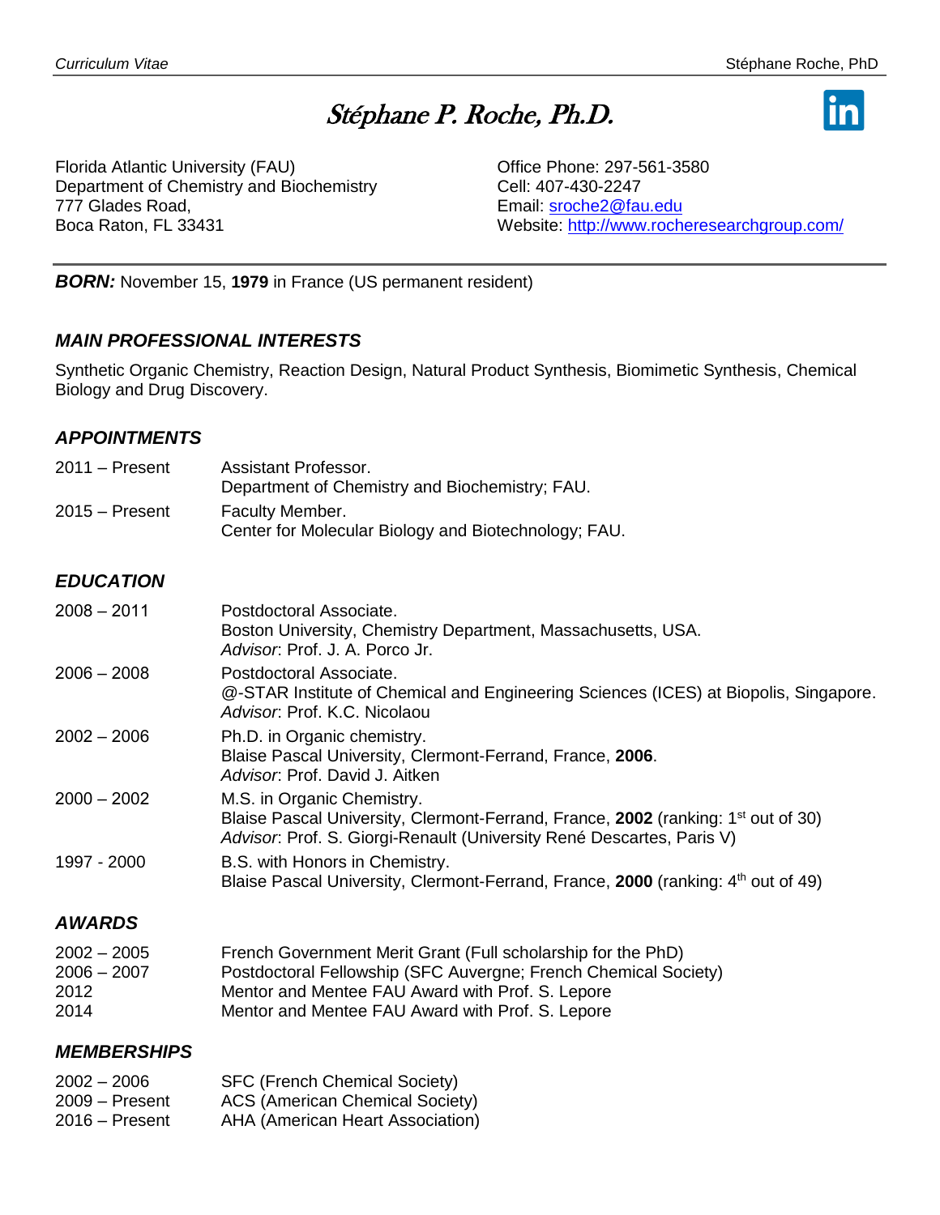# *Stéphane P. Roche, Ph.D.*

Florida Atlantic University (FAU)
Department of Chemistry and Biochemistry
777 Glades Road,
Boca Raton, FL 33431

Office Phone: 297-561-3580
Cell: 407-430-2247
Email: sroche2@fau.edu
Website: http://www.rocheresearchgroup.com/

***BORN:*** November 15, **1979** in France (US permanent resident)

## *MAIN PROFESSIONAL INTERESTS*

Synthetic Organic Chemistry, Reaction Design, Natural Product Synthesis, Biomimetic Synthesis, Chemical Biology and Drug Discovery.

## *APPOINTMENTS*

| | |
|---|---|
| 2011 – Present | Assistant Professor.<br>Department of Chemistry and Biochemistry; FAU. |
| 2015 – Present | Faculty Member.<br>Center for Molecular Biology and Biotechnology; FAU. |

## *EDUCATION*

| | |
|---|---|
| 2008 – 2011 | Postdoctoral Associate.<br>Boston University, Chemistry Department, Massachusetts, USA.<br>*Advisor*: Prof. J. A. Porco Jr. |
| 2006 – 2008 | Postdoctoral Associate.<br>@-STAR Institute of Chemical and Engineering Sciences (ICES) at Biopolis, Singapore.<br>*Advisor*: Prof. K.C. Nicolaou |
| 2002 – 2006 | Ph.D. in Organic chemistry.<br>Blaise Pascal University, Clermont-Ferrand, France, **2006**.<br>*Advisor*: Prof. David J. Aitken |
| 2000 – 2002 | M.S. in Organic Chemistry.<br>Blaise Pascal University, Clermont-Ferrand, France, **2002** (ranking: 1st out of 30)<br>*Advisor*: Prof. S. Giorgi-Renault (University René Descartes, Paris V) |
| 1997 - 2000 | B.S. with Honors in Chemistry.<br>Blaise Pascal University, Clermont-Ferrand, France, **2000** (ranking: 4th out of 49) |

## *AWARDS*

| | |
|---|---|
| 2002 – 2005 | French Government Merit Grant (Full scholarship for the PhD) |
| 2006 – 2007 | Postdoctoral Fellowship (SFC Auvergne; French Chemical Society) |
| 2012 | Mentor and Mentee FAU Award with Prof. S. Lepore |
| 2014 | Mentor and Mentee FAU Award with Prof. S. Lepore |

## *MEMBERSHIPS*

| | |
|---|---|
| 2002 – 2006 | SFC (French Chemical Society) |
| 2009 – Present | ACS (American Chemical Society) |
| 2016 – Present | AHA (American Heart Association) |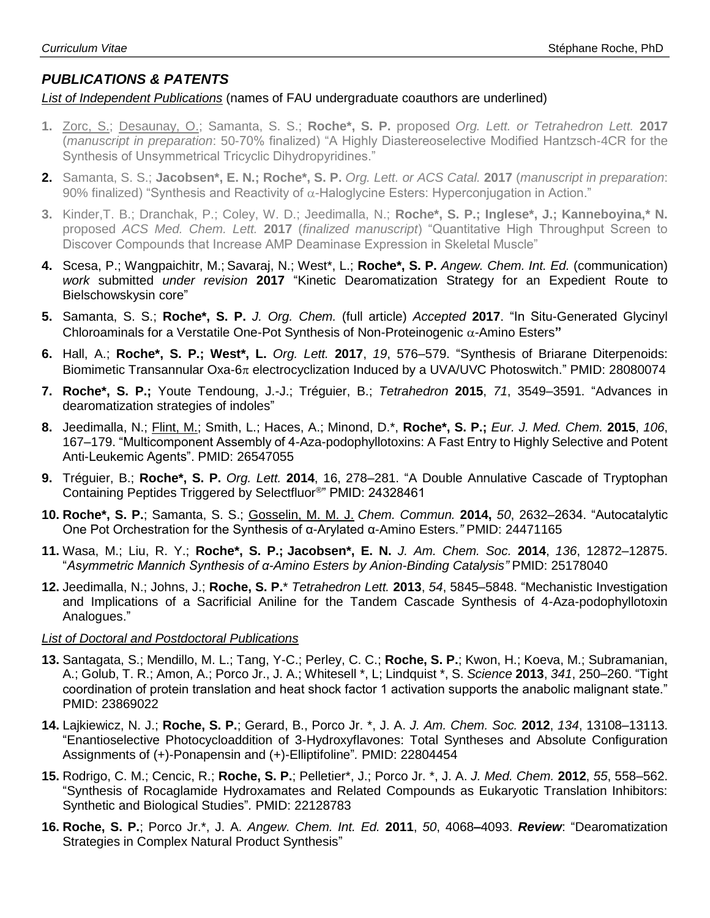## *PUBLICATIONS & PATENTS*

*List of Independent Publications* (names of FAU undergraduate coauthors are underlined)

1. Zorc, S.; Desaunay, O.; Samanta, S. S.; **Roche\*, S. P.** proposed *Org. Lett. or Tetrahedron Lett.* **2017** (*manuscript in preparation*: 50-70% finalized) "A Highly Diastereoselective Modified Hantzsch-4CR for the Synthesis of Unsymmetrical Tricyclic Dihydropyridines."
2. Samanta, S. S.; **Jacobsen\*, E. N.; Roche\*, S. P.** *Org. Lett. or ACS Catal.* **2017** (*manuscript in preparation*: 90% finalized) "Synthesis and Reactivity of $\alpha$-Haloglycine Esters: Hyperconjugation in Action."
3. Kinder,T. B.; Dranchak, P.; Coley, W. D.; Jeedimalla, N.; **Roche\*, S. P.; Inglese\*, J.; Kanneboyina,\* N.** proposed *ACS Med. Chem. Lett.* **2017** (*finalized manuscript*) "Quantitative High Throughput Screen to Discover Compounds that Increase AMP Deaminase Expression in Skeletal Muscle"
4. Scesa, P.; Wangpaichitr, M.; Savaraj, N.; West\*, L.; **Roche\*, S. P.** *Angew. Chem. Int. Ed.* (communication) *work* submitted *under revision* **2017** "Kinetic Dearomatization Strategy for an Expedient Route to Bielschowskysin core"
5. Samanta, S. S.; **Roche\*, S. P.** *J. Org. Chem.* (full article) *Accepted* **2017**. "In Situ-Generated Glycinyl Chloroaminals for a Verstatile One-Pot Synthesis of Non-Proteinogenic $\alpha$-Amino Esters**"**
6. Hall, A.; **Roche\*, S. P.; West\*, L.** *Org. Lett.* **2017**, *19*, 576–579. "Synthesis of Briarane Diterpenoids: Biomimetic Transannular Oxa-6$\pi$ electrocyclization Induced by a UVA/UVC Photoswitch." PMID: 28080074
7. **Roche\*, S. P.;** Youte Tendoung, J.-J.; Tréguier, B.; *Tetrahedron* **2015**, *71*, 3549–3591. "Advances in dearomatization strategies of indoles"
8. Jeedimalla, N.; Flint, M.; Smith, L.; Haces, A.; Minond, D.\*, **Roche\*, S. P.;** *Eur. J. Med. Chem.* **2015**, *106*, 167–179. "Multicomponent Assembly of 4-Aza-podophyllotoxins: A Fast Entry to Highly Selective and Potent Anti-Leukemic Agents". PMID: 26547055
9. Tréguier, B.; **Roche\*, S. P.** *Org. Lett.* **2014**, 16, 278–281. "A Double Annulative Cascade of Tryptophan Containing Peptides Triggered by Selectfluor®" PMID: 24328461
10. **Roche\*, S. P.**; Samanta, S. S.; Gosselin, M. M. J. *Chem. Commun.* **2014,** *50*, 2632–2634. "Autocatalytic One Pot Orchestration for the Synthesis of α-Arylated α-Amino Esters.*"* PMID: 24471165
11. Wasa, M.; Liu, R. Y.; **Roche\*, S. P.; Jacobsen\*, E. N.** *J. Am. Chem. Soc.* **2014**, *136*, 12872–12875. "*Asymmetric Mannich Synthesis of α-Amino Esters by Anion-Binding Catalysis"* PMID: 25178040
12. Jeedimalla, N.; Johns, J.; **Roche, S. P.**\* *Tetrahedron Lett.* **2013**, *54*, 5845–5848. "Mechanistic Investigation and Implications of a Sacrificial Aniline for the Tandem Cascade Synthesis of 4-Aza-podophyllotoxin Analogues."

*List of Doctoral and Postdoctoral Publications*

13. Santagata, S.; Mendillo, M. L.; Tang, Y-C.; Perley, C. C.; **Roche, S. P.**; Kwon, H.; Koeva, M.; Subramanian, A.; Golub, T. R.; Amon, A.; Porco Jr., J. A.; Whitesell \*, L; Lindquist \*, S. *Science* **2013**, *341*, 250–260. "Tight coordination of protein translation and heat shock factor 1 activation supports the anabolic malignant state." PMID: 23869022
14. Lajkiewicz, N. J.; **Roche, S. P.**; Gerard, B., Porco Jr. \*, J. A. *J. Am. Chem. Soc.* **2012**, *134*, 13108–13113. "Enantioselective Photocycloaddition of 3-Hydroxyflavones: Total Syntheses and Absolute Configuration Assignments of (+)-Ponapensin and (+)-Elliptifoline"*.* PMID: 22804454
15. Rodrigo, C. M.; Cencic, R.; **Roche, S. P.**; Pelletier\*, J.; Porco Jr. \*, J. A. *J. Med. Chem.* **2012**, *55*, 558–562. "Synthesis of Rocaglamide Hydroxamates and Related Compounds as Eukaryotic Translation Inhibitors: Synthetic and Biological Studies"*.* PMID: 22128783
16. **Roche, S. P.**; Porco Jr.\*, J. A. *Angew. Chem. Int. Ed.* **2011**, *50*, 4068**–**4093. ***Review***: "Dearomatization Strategies in Complex Natural Product Synthesis"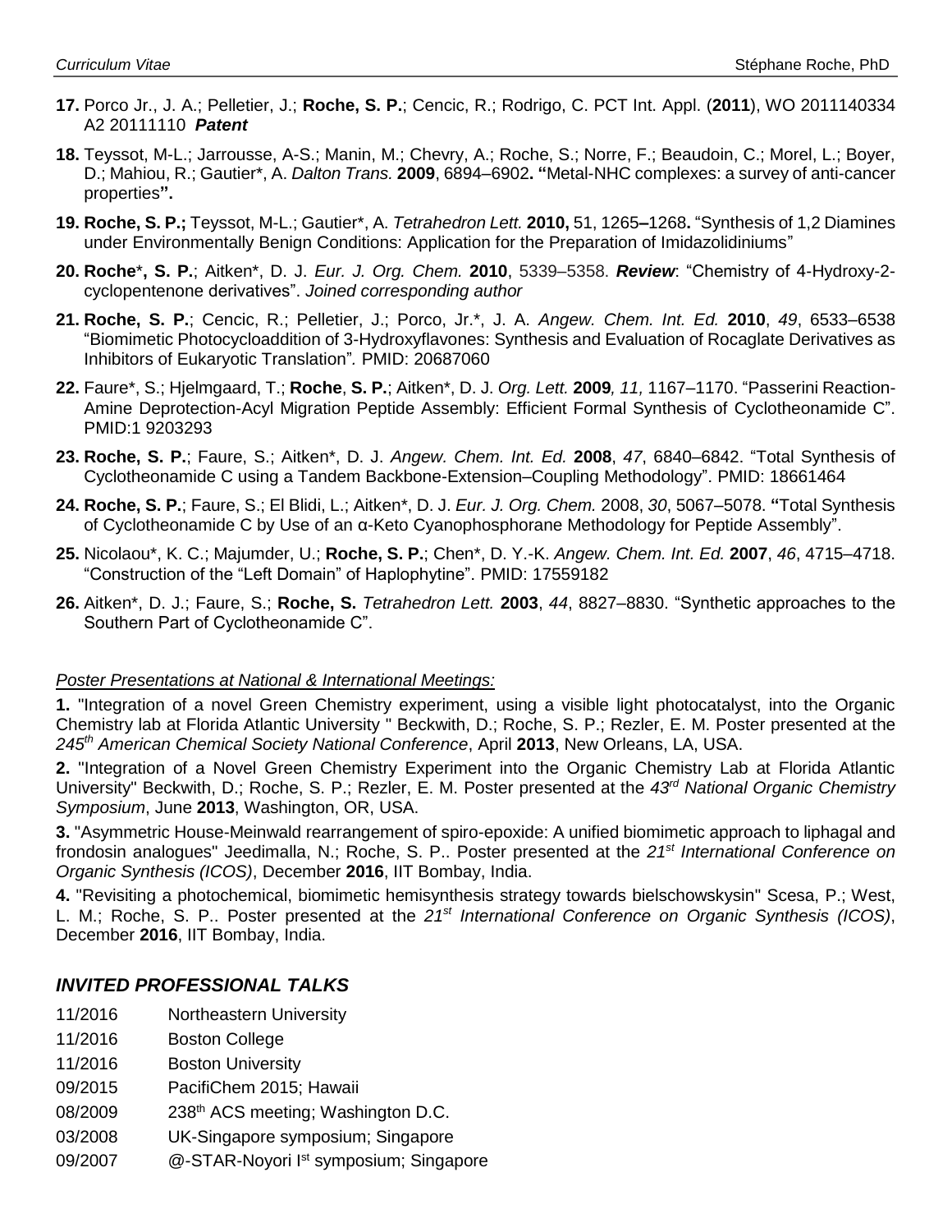**17.** Porco Jr., J. A.; Pelletier, J.; **Roche, S. P.**; Cencic, R.; Rodrigo, C. PCT Int. Appl. (**2011**), WO 2011140334 A2 20111110 ***Patent***

**18.** Teyssot, M-L.; Jarrousse, A-S.; Manin, M.; Chevry, A.; Roche, S.; Norre, F.; Beaudoin, C.; Morel, L.; Boyer, D.; Mahiou, R.; Gautier*, A. *Dalton Trans.* **2009**, 6894–6902**. "**Metal-NHC complexes: a survey of anti-cancer properties**".**

**19. Roche, S. P.;** Teyssot, M-L.; Gautier*, A. *Tetrahedron Lett.* **2010,** 51, 1265**–**1268**.** "Synthesis of 1,2 Diamines under Environmentally Benign Conditions: Application for the Preparation of Imidazolidiniums"

**20. Roche*, S. P.**; Aitken*, D. J. *Eur. J. Org. Chem.* **2010**, 5339–5358. ***Review***: "Chemistry of 4-Hydroxy-2-cyclopentenone derivatives". *Joined corresponding author*

**21. Roche, S. P.**; Cencic, R.; Pelletier, J.; Porco, Jr.*, J. A. *Angew. Chem. Int. Ed.* **2010**, *49*, 6533–6538 "Biomimetic Photocycloaddition of 3-Hydroxyflavones: Synthesis and Evaluation of Rocaglate Derivatives as Inhibitors of Eukaryotic Translation"*.* PMID: 20687060

**22.** Faure*, S.; Hjelmgaard, T.; **Roche**, **S. P.**; Aitken*, D. J. *Org. Lett.* **2009***, 11,* 1167–1170. "Passerini Reaction-Amine Deprotection-Acyl Migration Peptide Assembly: Efficient Formal Synthesis of Cyclotheonamide C". PMID:1 9203293

**23. Roche, S. P.**; Faure, S.; Aitken*, D. J. *Angew. Chem. Int. Ed.* **2008**, *47*, 6840–6842. "Total Synthesis of Cyclotheonamide C using a Tandem Backbone-Extension–Coupling Methodology". PMID: 18661464

**24. Roche, S. P.**; Faure, S.; El Blidi, L.; Aitken*, D. J. *Eur. J. Org. Chem.* 2008, *30*, 5067–5078. **"**Total Synthesis of Cyclotheonamide C by Use of an α-Keto Cyanophosphorane Methodology for Peptide Assembly".

**25.** Nicolaou*, K. C.; Majumder, U.; **Roche, S. P.**; Chen*, D. Y.-K. *Angew. Chem. Int. Ed.* **2007**, *46*, 4715–4718. "Construction of the "Left Domain" of Haplophytine". PMID: 17559182

**26.** Aitken*, D. J.; Faure, S.; **Roche, S.** *Tetrahedron Lett.* **2003**, *44*, 8827–8830. "Synthetic approaches to the Southern Part of Cyclotheonamide C".

*Poster Presentations at National & International Meetings:*

**1.** "Integration of a novel Green Chemistry experiment, using a visible light photocatalyst, into the Organic Chemistry lab at Florida Atlantic University " Beckwith, D.; Roche, S. P.; Rezler, E. M. Poster presented at the *245th American Chemical Society National Conference*, April **2013**, New Orleans, LA, USA.

**2.** "Integration of a Novel Green Chemistry Experiment into the Organic Chemistry Lab at Florida Atlantic University" Beckwith, D.; Roche, S. P.; Rezler, E. M. Poster presented at the *43rd National Organic Chemistry Symposium*, June **2013**, Washington, OR, USA.

**3.** "Asymmetric House-Meinwald rearrangement of spiro-epoxide: A unified biomimetic approach to liphagal and frondosin analogues" Jeedimalla, N.; Roche, S. P.. Poster presented at the *21st International Conference on Organic Synthesis (ICOS)*, December **2016**, IIT Bombay, India.

**4.** "Revisiting a photochemical, biomimetic hemisynthesis strategy towards bielschowskysin" Scesa, P.; West, L. M.; Roche, S. P.. Poster presented at the *21st International Conference on Organic Synthesis (ICOS)*, December **2016**, IIT Bombay, India.

## *INVITED PROFESSIONAL TALKS*

| | |
|---|---|
| 11/2016 | Northeastern University |
| 11/2016 | Boston College |
| 11/2016 | Boston University |
| 09/2015 | PacifiChem 2015; Hawaii |
| 08/2009 | 238th ACS meeting; Washington D.C. |
| 03/2008 | UK-Singapore symposium; Singapore |
| 09/2007 | @-STAR-Noyori Ist symposium; Singapore |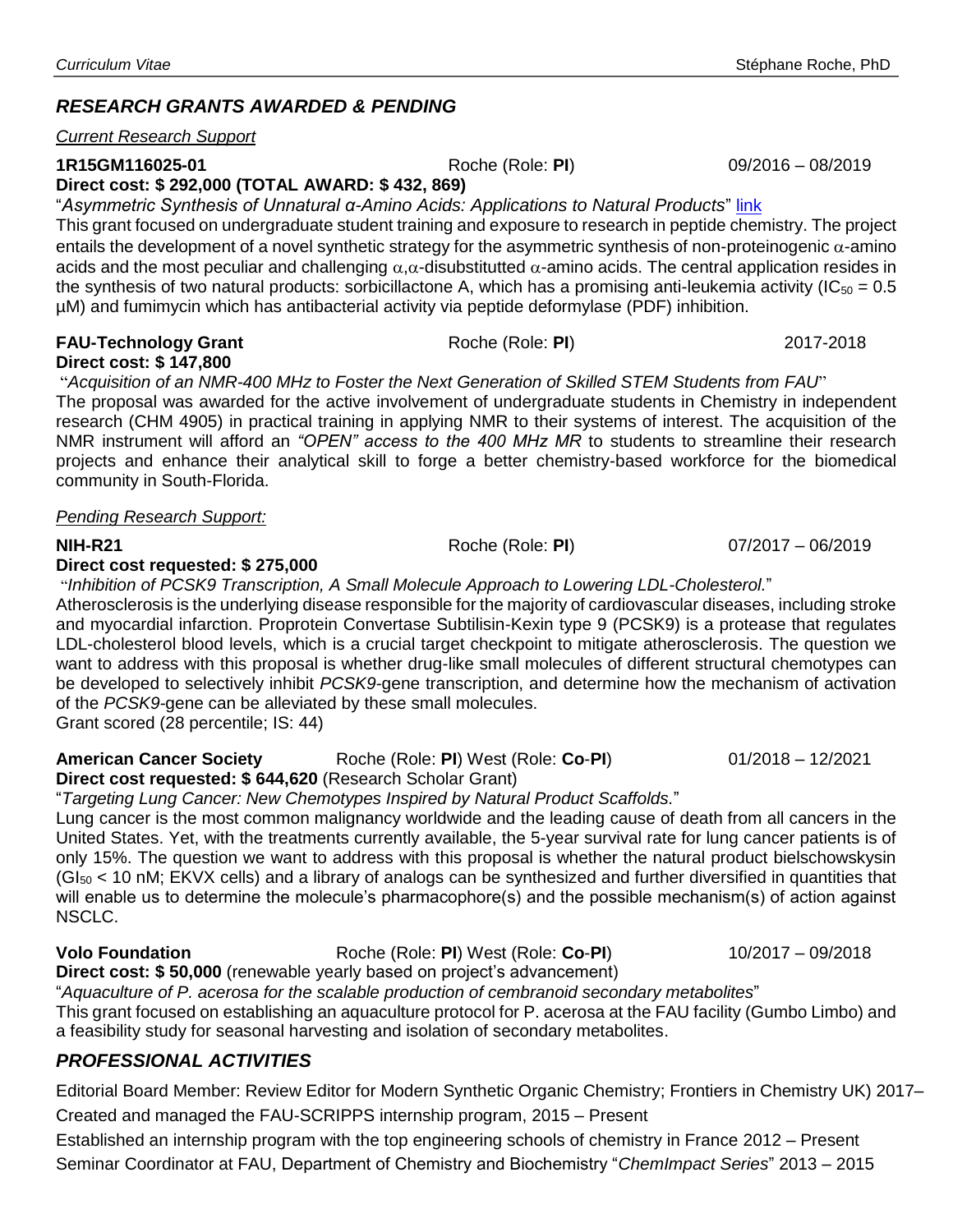## *RESEARCH GRANTS AWARDED & PENDING*

*Current Research Support*

**1R15GM116025-01** Roche (Role: **PI**) 09/2016 – 08/2019
**Direct cost: $ 292,000 (TOTAL AWARD: $ 432, 869)**

"*Asymmetric Synthesis of Unnatural α-Amino Acids: Applications to Natural Products*" link

This grant focused on undergraduate student training and exposure to research in peptide chemistry. The project entails the development of a novel synthetic strategy for the asymmetric synthesis of non-proteinogenic $\alpha$-amino acids and the most peculiar and challenging $\alpha,\alpha$-disubstitutted $\alpha$-amino acids. The central application resides in the synthesis of two natural products: sorbicillactone A, which has a promising anti-leukemia activity ($IC_{50}$ = 0.5 μM) and fumimycin which has antibacterial activity via peptide deformylase (PDF) inhibition.

**FAU-Technology Grant** Roche (Role: **PI**) 2017-2018
**Direct cost: $ 147,800**

"*Acquisition of an NMR-400 MHz to Foster the Next Generation of Skilled STEM Students from FAU*"

The proposal was awarded for the active involvement of undergraduate students in Chemistry in independent research (CHM 4905) in practical training in applying NMR to their systems of interest. The acquisition of the NMR instrument will afford an *"OPEN" access to the 400 MHz MR* to students to streamline their research projects and enhance their analytical skill to forge a better chemistry-based workforce for the biomedical community in South-Florida.

*Pending Research Support:*

**NIH-R21** Roche (Role: **PI**) 07/2017 – 06/2019
**Direct cost requested: $ 275,000**

"*Inhibition of PCSK9 Transcription, A Small Molecule Approach to Lowering LDL-Cholesterol.*"

Atherosclerosis is the underlying disease responsible for the majority of cardiovascular diseases, including stroke and myocardial infarction. Proprotein Convertase Subtilisin-Kexin type 9 (PCSK9) is a protease that regulates LDL-cholesterol blood levels, which is a crucial target checkpoint to mitigate atherosclerosis. The question we want to address with this proposal is whether drug-like small molecules of different structural chemotypes can be developed to selectively inhibit *PCSK9*-gene transcription, and determine how the mechanism of activation of the *PCSK9*-gene can be alleviated by these small molecules.
Grant scored (28 percentile; IS: 44)

**American Cancer Society** Roche (Role: **PI**) West (Role: **Co-PI**) 01/2018 – 12/2021
**Direct cost requested: $ 644,620** (Research Scholar Grant)

"*Targeting Lung Cancer: New Chemotypes Inspired by Natural Product Scaffolds.*"

Lung cancer is the most common malignancy worldwide and the leading cause of death from all cancers in the United States. Yet, with the treatments currently available, the 5-year survival rate for lung cancer patients is of only 15%. The question we want to address with this proposal is whether the natural product bielschowskysin ($GI_{50}$ < 10 nM; EKVX cells) and a library of analogs can be synthesized and further diversified in quantities that will enable us to determine the molecule's pharmacophore(s) and the possible mechanism(s) of action against NSCLC.

**Volo Foundation** Roche (Role: **PI**) West (Role: **Co-PI**) 10/2017 – 09/2018
**Direct cost: $ 50,000** (renewable yearly based on project's advancement)

"*Aquaculture of P. acerosa for the scalable production of cembranoid secondary metabolites*"

This grant focused on establishing an aquaculture protocol for P. acerosa at the FAU facility (Gumbo Limbo) and a feasibility study for seasonal harvesting and isolation of secondary metabolites.

## *PROFESSIONAL ACTIVITIES*

Editorial Board Member: Review Editor for Modern Synthetic Organic Chemistry; Frontiers in Chemistry UK) 2017–

Created and managed the FAU-SCRIPPS internship program, 2015 – Present

Established an internship program with the top engineering schools of chemistry in France 2012 – Present

Seminar Coordinator at FAU, Department of Chemistry and Biochemistry "*ChemImpact Series*" 2013 – 2015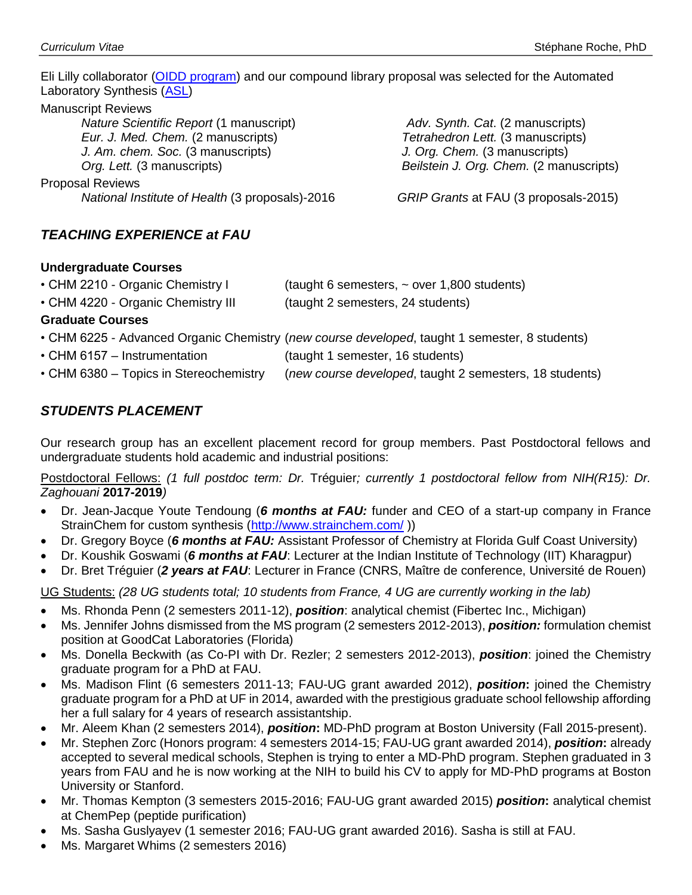Eli Lilly collaborator ([OIDD program]) and our compound library proposal was selected for the Automated Laboratory Synthesis ([ASL])

Manuscript Reviews

- *Nature Scientific Report* (1 manuscript)
- *Eur. J. Med. Chem.* (2 manuscripts)
- *J. Am. chem. Soc.* (3 manuscripts)
- *Org. Lett.* (3 manuscripts)
- *Adv. Synth. Cat*. (2 manuscripts)
- *Tetrahedron Lett.* (3 manuscripts)
- *J. Org. Chem.* (3 manuscripts)
- *Beilstein J. Org. Chem.* (2 manuscripts)

Proposal Reviews

- *National Institute of Health* (3 proposals)-2016
- *GRIP Grants* at FAU (3 proposals-2015)

## *TEACHING EXPERIENCE at FAU*

**Undergraduate Courses**

- CHM 2210 - Organic Chemistry I (taught 6 semesters, ~ over 1,800 students)
- CHM 4220 - Organic Chemistry III (taught 2 semesters, 24 students)

**Graduate Courses**

- CHM 6225 - Advanced Organic Chemistry (*new course developed*, taught 1 semester, 8 students)
- CHM 6157 – Instrumentation (taught 1 semester, 16 students)
- CHM 6380 – Topics in Stereochemistry (*new course developed*, taught 2 semesters, 18 students)

## *STUDENTS PLACEMENT*

Our research group has an excellent placement record for group members. Past Postdoctoral fellows and undergraduate students hold academic and industrial positions:

Postdoctoral Fellows: *(1 full postdoc term: Dr.* Tréguier*; currently 1 postdoctoral fellow from NIH(R15): Dr. Zaghouani* **2017-2019***)*

- Dr. Jean-Jacque Youte Tendoung (***6 months at FAU:*** funder and CEO of a start-up company in France StrainChem for custom synthesis (http://www.strainchem.com/ ))
- Dr. Gregory Boyce (***6 months at FAU:*** Assistant Professor of Chemistry at Florida Gulf Coast University)
- Dr. Koushik Goswami (***6 months at FAU***: Lecturer at the Indian Institute of Technology (IIT) Kharagpur)
- Dr. Bret Tréguier (***2 years at FAU***: Lecturer in France (CNRS, Maître de conference, Université de Rouen)

UG Students: *(28 UG students total; 10 students from France, 4 UG are currently working in the lab)*

- Ms. Rhonda Penn (2 semesters 2011-12), ***position***: analytical chemist (Fibertec Inc., Michigan)
- Ms. Jennifer Johns dismissed from the MS program (2 semesters 2012-2013), ***position:*** formulation chemist position at GoodCat Laboratories (Florida)
- Ms. Donella Beckwith (as Co-PI with Dr. Rezler; 2 semesters 2012-2013), ***position***: joined the Chemistry graduate program for a PhD at FAU.
- Ms. Madison Flint (6 semesters 2011-13; FAU-UG grant awarded 2012), ***position*:** joined the Chemistry graduate program for a PhD at UF in 2014, awarded with the prestigious graduate school fellowship affording her a full salary for 4 years of research assistantship.
- Mr. Aleem Khan (2 semesters 2014), ***position*:** MD-PhD program at Boston University (Fall 2015-present).
- Mr. Stephen Zorc (Honors program: 4 semesters 2014-15; FAU-UG grant awarded 2014), ***position*:** already accepted to several medical schools, Stephen is trying to enter a MD-PhD program. Stephen graduated in 3 years from FAU and he is now working at the NIH to build his CV to apply for MD-PhD programs at Boston University or Stanford.
- Mr. Thomas Kempton (3 semesters 2015-2016; FAU-UG grant awarded 2015) ***position*:** analytical chemist at ChemPep (peptide purification)
- Ms. Sasha Guslyayev (1 semester 2016; FAU-UG grant awarded 2016). Sasha is still at FAU.
- Ms. Margaret Whims (2 semesters 2016)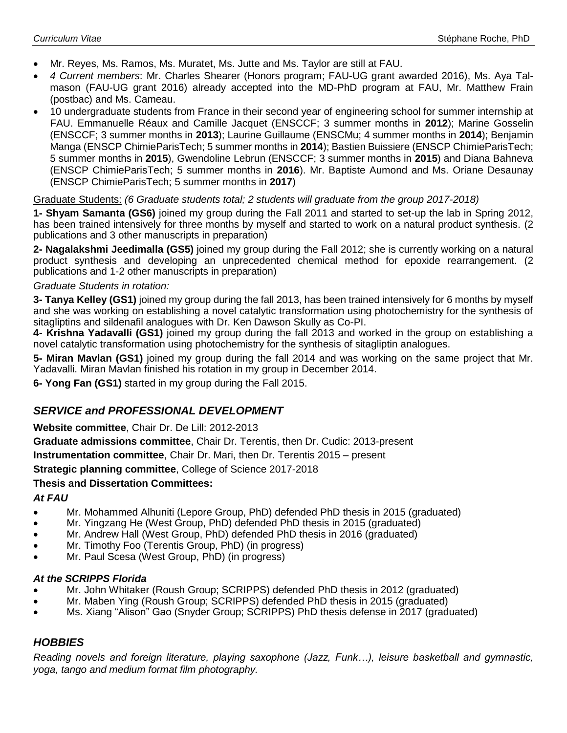- Mr. Reyes, Ms. Ramos, Ms. Muratet, Ms. Jutte and Ms. Taylor are still at FAU.
- *4 Current members*: Mr. Charles Shearer (Honors program; FAU-UG grant awarded 2016), Ms. Aya Tal-mason (FAU-UG grant 2016) already accepted into the MD-PhD program at FAU, Mr. Matthew Frain (postbac) and Ms. Cameau.
- 10 undergraduate students from France in their second year of engineering school for summer internship at FAU. Emmanuelle Réaux and Camille Jacquet (ENSCCF; 3 summer months in **2012**); Marine Gosselin (ENSCCF; 3 summer months in **2013**); Laurine Guillaume (ENSCMu; 4 summer months in **2014**); Benjamin Manga (ENSCP ChimieParisTech; 5 summer months in **2014**); Bastien Buissiere (ENSCP ChimieParisTech; 5 summer months in **2015**), Gwendoline Lebrun (ENSCCF; 3 summer months in **2015**) and Diana Bahneva (ENSCP ChimieParisTech; 5 summer months in **2016**). Mr. Baptiste Aumond and Ms. Oriane Desaunay (ENSCP ChimieParisTech; 5 summer months in **2017**)

Graduate Students: *(6 Graduate students total; 2 students will graduate from the group 2017-2018)*

**1- Shyam Samanta (GS6)** joined my group during the Fall 2011 and started to set-up the lab in Spring 2012, has been trained intensively for three months by myself and started to work on a natural product synthesis. (2 publications and 3 other manuscripts in preparation)

**2- Nagalakshmi Jeedimalla (GS5)** joined my group during the Fall 2012; she is currently working on a natural product synthesis and developing an unprecedented chemical method for epoxide rearrangement. (2 publications and 1-2 other manuscripts in preparation)

*Graduate Students in rotation:*

**3- Tanya Kelley (GS1)** joined my group during the fall 2013, has been trained intensively for 6 months by myself and she was working on establishing a novel catalytic transformation using photochemistry for the synthesis of sitagliptins and sildenafil analogues with Dr. Ken Dawson Skully as Co-PI.

**4- Krishna Yadavalli (GS1)** joined my group during the fall 2013 and worked in the group on establishing a novel catalytic transformation using photochemistry for the synthesis of sitagliptin analogues.

**5- Miran Mavlan (GS1)** joined my group during the fall 2014 and was working on the same project that Mr. Yadavalli. Miran Mavlan finished his rotation in my group in December 2014.

**6- Yong Fan (GS1)** started in my group during the Fall 2015.

## *SERVICE and PROFESSIONAL DEVELOPMENT*

**Website committee**, Chair Dr. De Lill: 2012-2013

**Graduate admissions committee**, Chair Dr. Terentis, then Dr. Cudic: 2013-present

**Instrumentation committee**, Chair Dr. Mari, then Dr. Terentis 2015 – present

**Strategic planning committee**, College of Science 2017-2018

**Thesis and Dissertation Committees:**

***At FAU***

- Mr. Mohammed Alhuniti (Lepore Group, PhD) defended PhD thesis in 2015 (graduated)
- Mr. Yingzang He (West Group, PhD) defended PhD thesis in 2015 (graduated)
- Mr. Andrew Hall (West Group, PhD) defended PhD thesis in 2016 (graduated)
- Mr. Timothy Foo (Terentis Group, PhD) (in progress)
- Mr. Paul Scesa (West Group, PhD) (in progress)

***At the SCRIPPS Florida***

- Mr. John Whitaker (Roush Group; SCRIPPS) defended PhD thesis in 2012 (graduated)
- Mr. Maben Ying (Roush Group; SCRIPPS) defended PhD thesis in 2015 (graduated)
- Ms. Xiang "Alison" Gao (Snyder Group; SCRIPPS) PhD thesis defense in 2017 (graduated)

## *HOBBIES*

*Reading novels and foreign literature, playing saxophone (Jazz, Funk…), leisure basketball and gymnastic, yoga, tango and medium format film photography.*